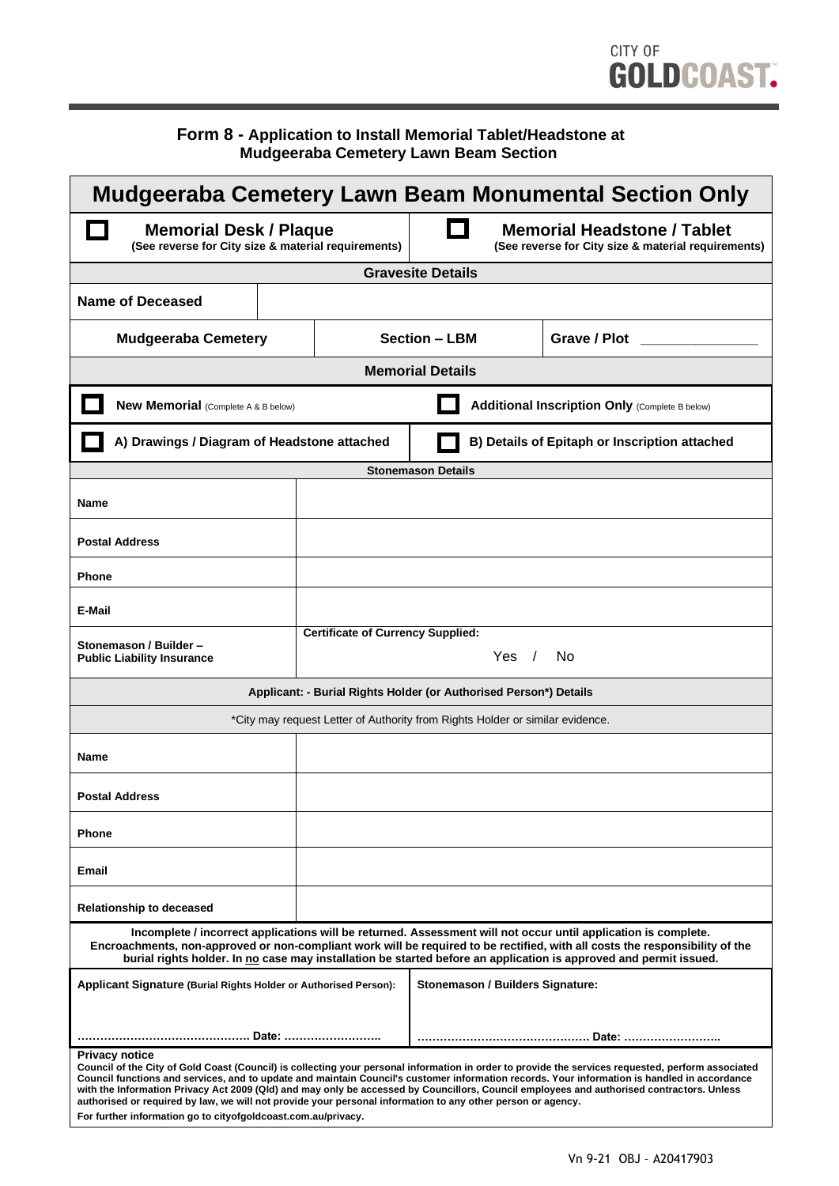CITY OF GOLDCOAST.

## Form 8 - Application to Install Memorial Tablet/Headstone at Mudgeeraba Cemetery Lawn Beam Section

# Mudgeeraba Cemetery Lawn Beam Monumental Section Only

| ☐ **Memorial Desk / Plaque** (See reverse for City size & material requirements) | ☐ **Memorial Headstone / Tablet** (See reverse for City size & material requirements) |
|---|---|

**Gravesite Details**

| | | |
|---|---|---|
| **Name of Deceased** | | |
| **Mudgeeraba Cemetery** | **Section – LBM** | **Grave / Plot** _______________ |

**Memorial Details**

| | |
|---|---|
| ☐ **New Memorial** (Complete A & B below) | ☐ **Additional Inscription Only** (Complete B below) |
| ☐ **A) Drawings / Diagram of Headstone attached** | ☐ **B) Details of Epitaph or Inscription attached** |

**Stonemason Details**

| | |
|---|---|
| **Name** | |
| **Postal Address** | |
| **Phone** | |
| **E-Mail** | |
| **Stonemason / Builder – Public Liability Insurance** | **Certificate of Currency Supplied:** Yes / No |

**Applicant: - Burial Rights Holder (or Authorised Person\*) Details**

\*City may request Letter of Authority from Rights Holder or similar evidence.

| | |
|---|---|
| **Name** | |
| **Postal Address** | |
| **Phone** | |
| **Email** | |
| **Relationship to deceased** | |

**Incomplete / incorrect applications will be returned. Assessment will not occur until application is complete. Encroachments, non-approved or non-compliant work will be required to be rectified, with all costs the responsibility of the burial rights holder. In no case may installation be started before an application is approved and permit issued.**

| **Applicant Signature (Burial Rights Holder or Authorised Person):** | **Stonemason / Builders Signature:** |
|---|---|
| ………………………………………. Date: …………………….. | ………………………………………. Date: …………………….. |

**Privacy notice**

**Council of the City of Gold Coast (Council) is collecting your personal information in order to provide the services requested, perform associated Council functions and services, and to update and maintain Council's customer information records. Your information is handled in accordance with the Information Privacy Act 2009 (Qld) and may only be accessed by Councillors, Council employees and authorised contractors. Unless authorised or required by law, we will not provide your personal information to any other person or agency.**

**For further information go to cityofgoldcoast.com.au/privacy.**

Vn 9-21 OBJ – A20417903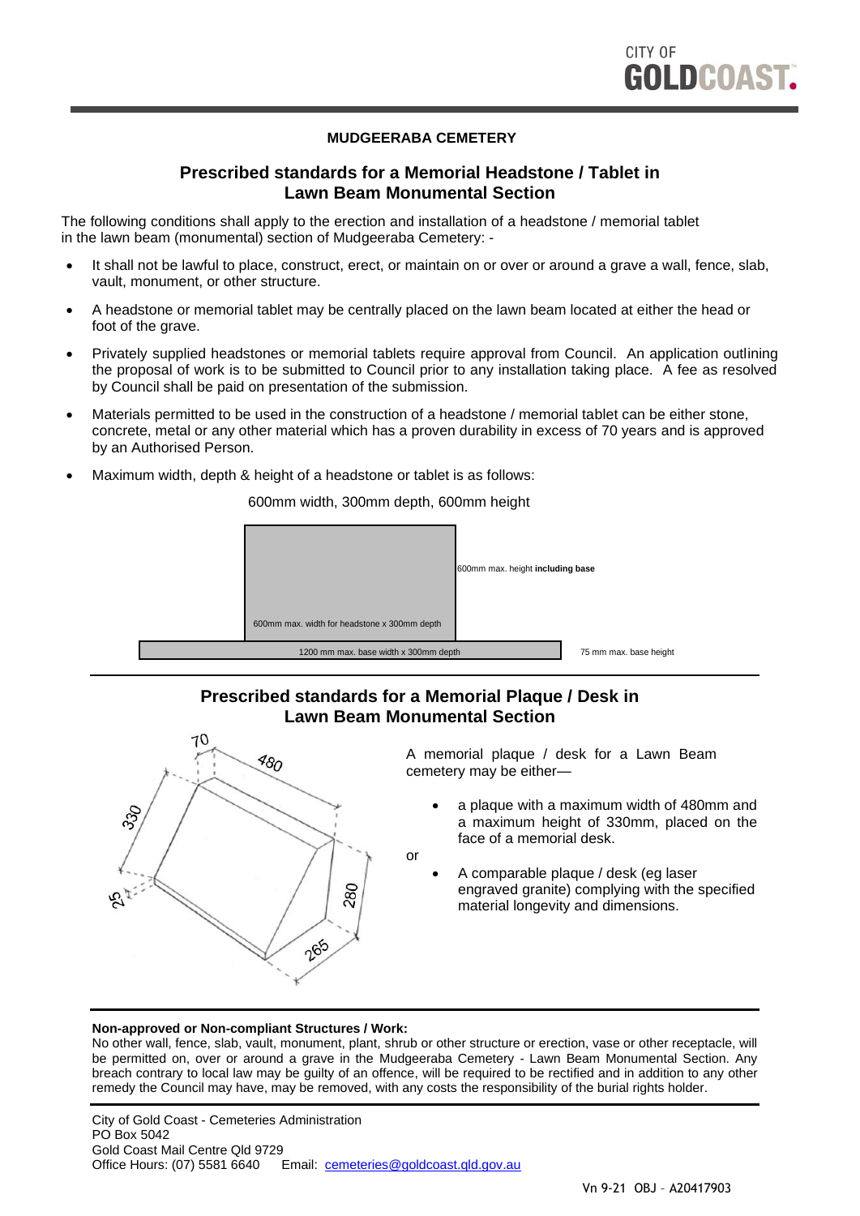**MUDGEERABA CEMETERY**

## Prescribed standards for a Memorial Headstone / Tablet in Lawn Beam Monumental Section

The following conditions shall apply to the erection and installation of a headstone / memorial tablet in the lawn beam (monumental) section of Mudgeeraba Cemetery: -

- It shall not be lawful to place, construct, erect, or maintain on or over or around a grave a wall, fence, slab, vault, monument, or other structure.
- A headstone or memorial tablet may be centrally placed on the lawn beam located at either the head or foot of the grave.
- Privately supplied headstones or memorial tablets require approval from Council. An application outlining the proposal of work is to be submitted to Council prior to any installation taking place. A fee as resolved by Council shall be paid on presentation of the submission.
- Materials permitted to be used in the construction of a headstone / memorial tablet can be either stone, concrete, metal or any other material which has a proven durability in excess of 70 years and is approved by an Authorised Person.
- Maximum width, depth & height of a headstone or tablet is as follows:

600mm width, 300mm depth, 600mm height

600mm max. height **including base**

600mm max. width for headstone x 300mm depth

1200 mm max. base width x 300mm depth

75 mm max. base height

## Prescribed standards for a Memorial Plaque / Desk in Lawn Beam Monumental Section

70

480

330

25

280

265

A memorial plaque / desk for a Lawn Beam cemetery may be either—

- a plaque with a maximum width of 480mm and a maximum height of 330mm, placed on the face of a memorial desk.

or

- A comparable plaque / desk (eg laser engraved granite) complying with the specified material longevity and dimensions.

**Non-approved or Non-compliant Structures / Work:**
No other wall, fence, slab, vault, monument, plant, shrub or other structure or erection, vase or other receptacle, will be permitted on, over or around a grave in the Mudgeeraba Cemetery - Lawn Beam Monumental Section. Any breach contrary to local law may be guilty of an offence, will be required to be rectified and in addition to any other remedy the Council may have, may be removed, with any costs the responsibility of the burial rights holder.

City of Gold Coast - Cemeteries Administration
PO Box 5042
Gold Coast Mail Centre Qld 9729
Office Hours: (07) 5581 6640 Email: cemeteries@goldcoast.qld.gov.au

Vn 9-21 OBJ – A20417903